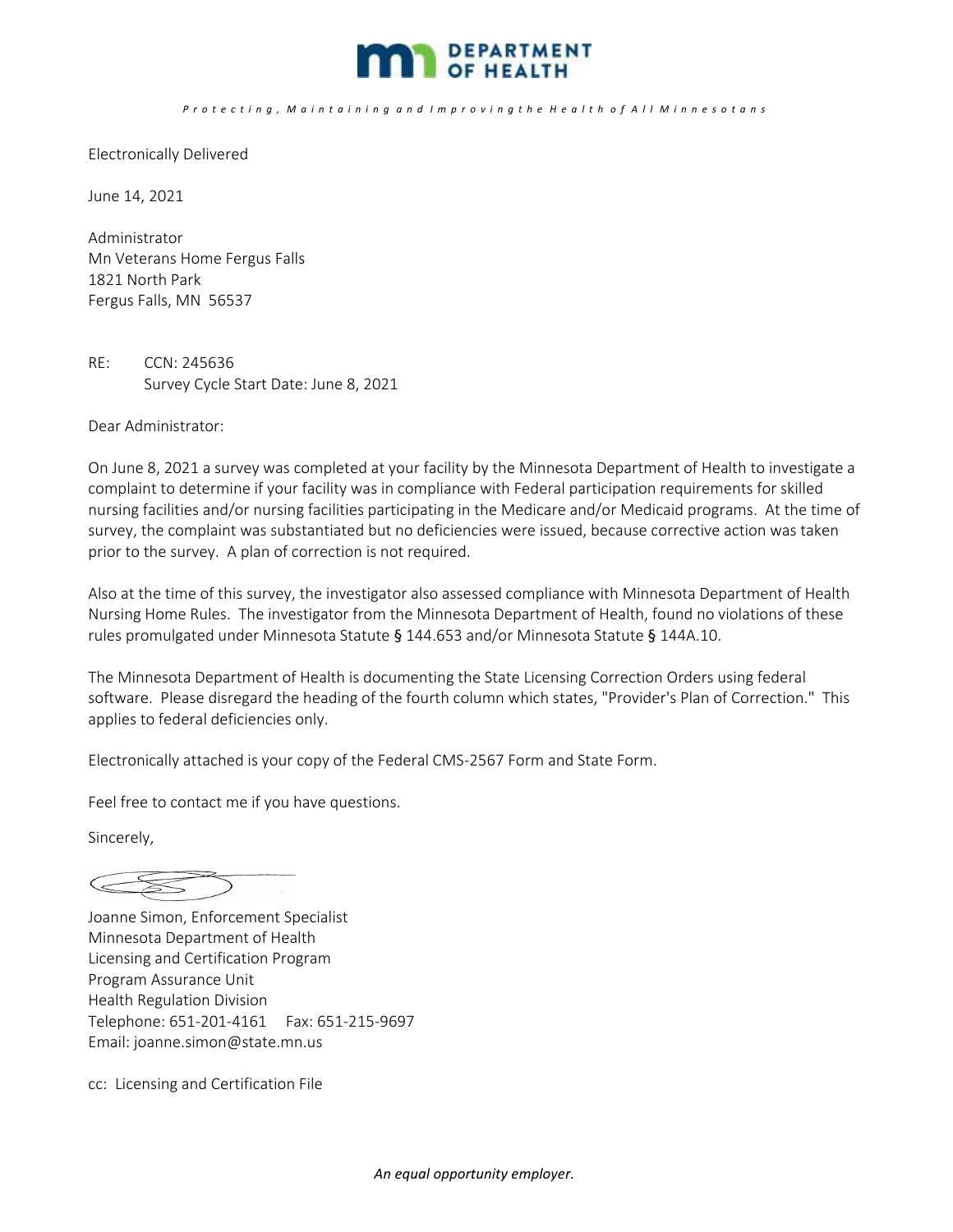DEPARTMENT OF HEALTH

*Protecting, Maintaining and Improving the Health of All Minnesotans*

Electronically Delivered

June 14, 2021

Administrator
Mn Veterans Home Fergus Falls
1821 North Park
Fergus Falls, MN 56537

RE: CCN: 245636
Survey Cycle Start Date: June 8, 2021

Dear Administrator:

On June 8, 2021 a survey was completed at your facility by the Minnesota Department of Health to investigate a complaint to determine if your facility was in compliance with Federal participation requirements for skilled nursing facilities and/or nursing facilities participating in the Medicare and/or Medicaid programs. At the time of survey, the complaint was substantiated but no deficiencies were issued, because corrective action was taken prior to the survey. A plan of correction is not required.

Also at the time of this survey, the investigator also assessed compliance with Minnesota Department of Health Nursing Home Rules. The investigator from the Minnesota Department of Health, found no violations of these rules promulgated under Minnesota Statute § 144.653 and/or Minnesota Statute § 144A.10.

The Minnesota Department of Health is documenting the State Licensing Correction Orders using federal software. Please disregard the heading of the fourth column which states, "Provider's Plan of Correction." This applies to federal deficiencies only.

Electronically attached is your copy of the Federal CMS-2567 Form and State Form.

Feel free to contact me if you have questions.

Sincerely,

Joanne Simon, Enforcement Specialist
Minnesota Department of Health
Licensing and Certification Program
Program Assurance Unit
Health Regulation Division
Telephone: 651-201-4161 Fax: 651-215-9697
Email: joanne.simon@state.mn.us

cc: Licensing and Certification File

*An equal opportunity employer.*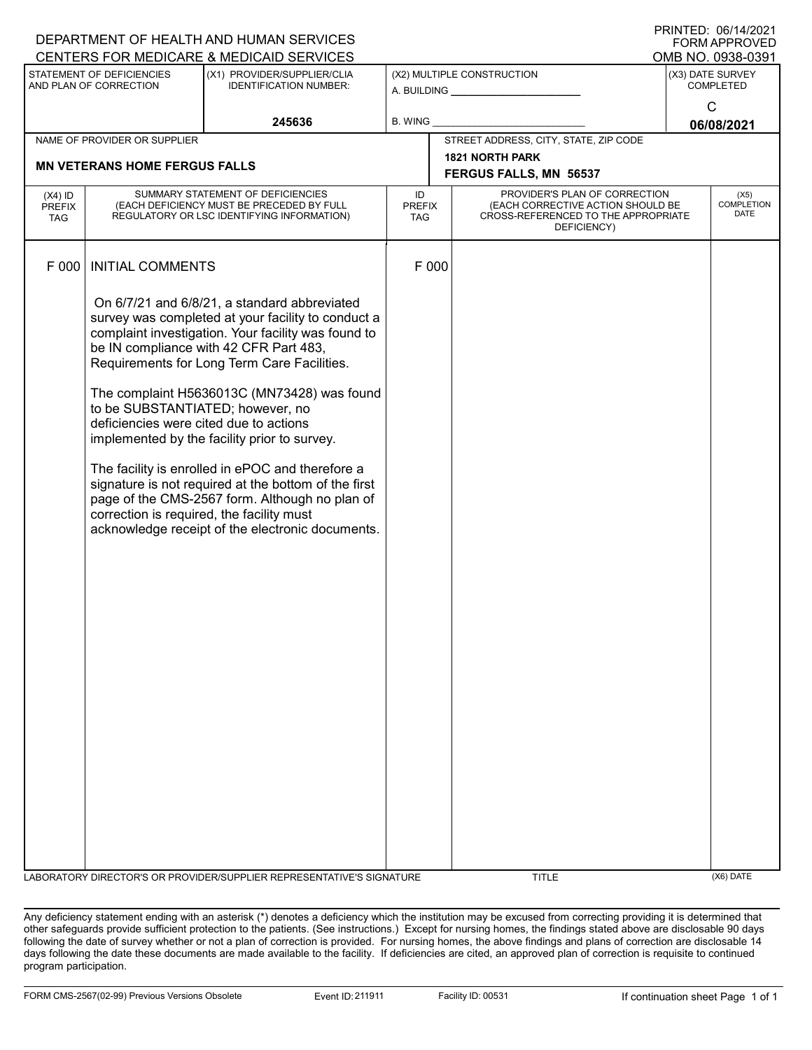DEPARTMENT OF HEALTH AND HUMAN SERVICES
CENTERS FOR MEDICARE & MEDICAID SERVICES

PRINTED: 06/14/2021
FORM APPROVED
OMB NO. 0938-0391

| STATEMENT OF DEFICIENCIES AND PLAN OF CORRECTION | (X1) PROVIDER/SUPPLIER/CLIA IDENTIFICATION NUMBER: | (X2) MULTIPLE CONSTRUCTION | (X3) DATE SURVEY COMPLETED |
|---|---|---|---|
| | 245636 | A. BUILDING _______ B. WING _______ | C 06/08/2021 |

| NAME OF PROVIDER OR SUPPLIER | STREET ADDRESS, CITY, STATE, ZIP CODE |
|---|---|
| MN VETERANS HOME FERGUS FALLS | 1821 NORTH PARK FERGUS FALLS, MN 56537 |

| (X4) ID PREFIX TAG | SUMMARY STATEMENT OF DEFICIENCIES (EACH DEFICIENCY MUST BE PRECEDED BY FULL REGULATORY OR LSC IDENTIFYING INFORMATION) | ID PREFIX TAG | PROVIDER'S PLAN OF CORRECTION (EACH CORRECTIVE ACTION SHOULD BE CROSS-REFERENCED TO THE APPROPRIATE DEFICIENCY) | (X5) COMPLETION DATE |
|---|---|---|---|---|
| F 000 | INITIAL COMMENTS<br><br>On 6/7/21 and 6/8/21, a standard abbreviated survey was completed at your facility to conduct a complaint investigation. Your facility was found to be IN compliance with 42 CFR Part 483, Requirements for Long Term Care Facilities.<br><br>The complaint H5636013C (MN73428) was found to be SUBSTANTIATED; however, no deficiencies were cited due to actions implemented by the facility prior to survey.<br><br>The facility is enrolled in ePOC and therefore a signature is not required at the bottom of the first page of the CMS-2567 form. Although no plan of correction is required, the facility must acknowledge receipt of the electronic documents. | F 000 | | |

LABORATORY DIRECTOR'S OR PROVIDER/SUPPLIER REPRESENTATIVE'S SIGNATURE | TITLE | (X6) DATE

Any deficiency statement ending with an asterisk (*) denotes a deficiency which the institution may be excused from correcting providing it is determined that other safeguards provide sufficient protection to the patients. (See instructions.) Except for nursing homes, the findings stated above are disclosable 90 days following the date of survey whether or not a plan of correction is provided. For nursing homes, the above findings and plans of correction are disclosable 14 days following the date these documents are made available to the facility. If deficiencies are cited, an approved plan of correction is requisite to continued program participation.

FORM CMS-2567(02-99) Previous Versions Obsolete | Event ID: 211911 | Facility ID: 00531 | If continuation sheet Page 1 of 1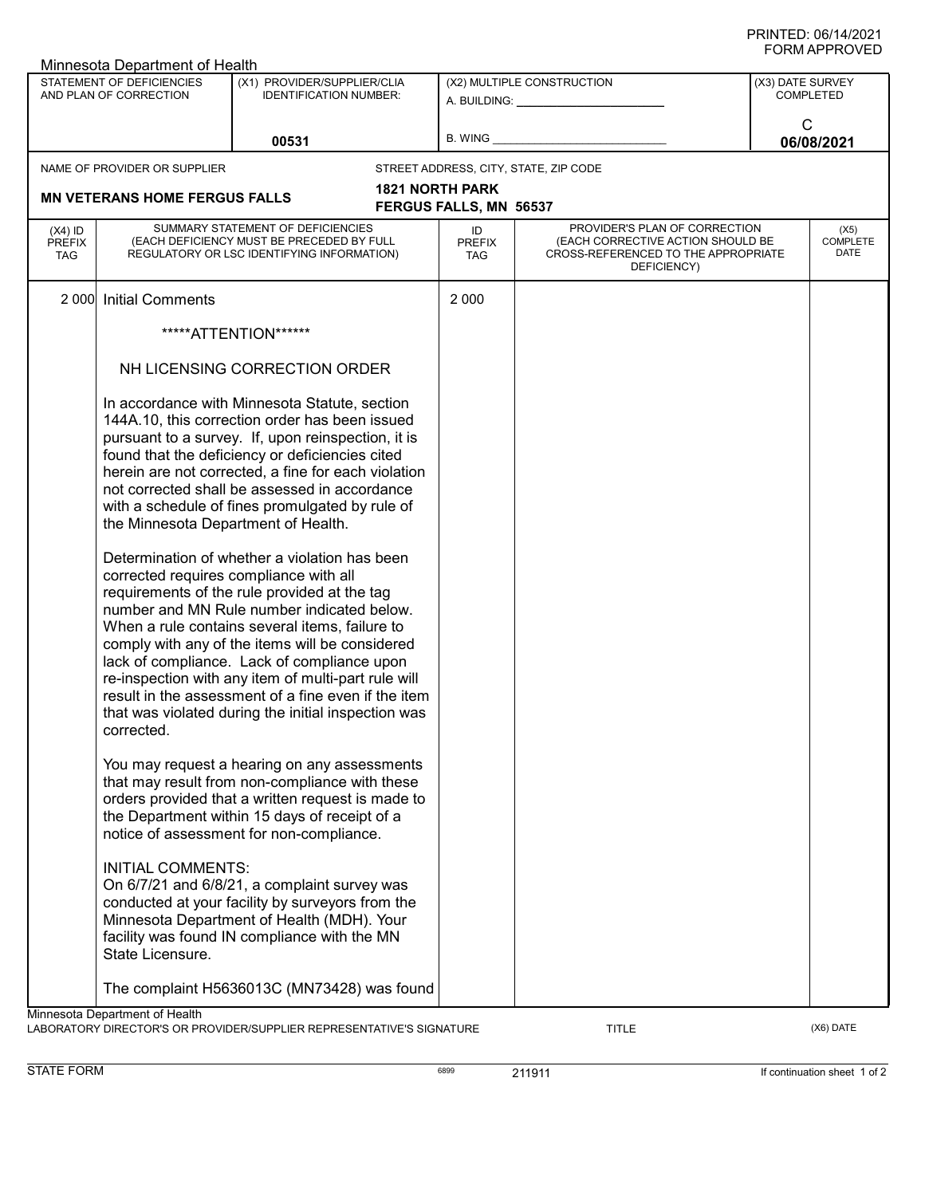Minnesota Department of Health

| STATEMENT OF DEFICIENCIES AND PLAN OF CORRECTION | (X1) PROVIDER/SUPPLIER/CLIA IDENTIFICATION NUMBER: | (X2) MULTIPLE CONSTRUCTION | (X3) DATE SURVEY COMPLETED |
|---|---|---|---|
| | 00531 | A. BUILDING: ___ B. WING ___ | C 06/08/2021 |

NAME OF PROVIDER OR SUPPLIER: **MN VETERANS HOME FERGUS FALLS**

STREET ADDRESS, CITY, STATE, ZIP CODE: **1821 NORTH PARK FERGUS FALLS, MN 56537**

| (X4) ID PREFIX TAG | SUMMARY STATEMENT OF DEFICIENCIES (EACH DEFICIENCY MUST BE PRECEDED BY FULL REGULATORY OR LSC IDENTIFYING INFORMATION) | ID PREFIX TAG | PROVIDER'S PLAN OF CORRECTION (EACH CORRECTIVE ACTION SHOULD BE CROSS-REFERENCED TO THE APPROPRIATE DEFICIENCY) | (X5) COMPLETE DATE |
|---|---|---|---|---|
| 2 000 | Initial Comments | 2 000 | | |

*****ATTENTION******

NH LICENSING CORRECTION ORDER

In accordance with Minnesota Statute, section 144A.10, this correction order has been issued pursuant to a survey. If, upon reinspection, it is found that the deficiency or deficiencies cited herein are not corrected, a fine for each violation not corrected shall be assessed in accordance with a schedule of fines promulgated by rule of the Minnesota Department of Health.

Determination of whether a violation has been corrected requires compliance with all requirements of the rule provided at the tag number and MN Rule number indicated below. When a rule contains several items, failure to comply with any of the items will be considered lack of compliance. Lack of compliance upon re-inspection with any item of multi-part rule will result in the assessment of a fine even if the item that was violated during the initial inspection was corrected.

You may request a hearing on any assessments that may result from non-compliance with these orders provided that a written request is made to the Department within 15 days of receipt of a notice of assessment for non-compliance.

INITIAL COMMENTS:
On 6/7/21 and 6/8/21, a complaint survey was conducted at your facility by surveyors from the Minnesota Department of Health (MDH). Your facility was found IN compliance with the MN State Licensure.

The complaint H5636013C (MN73428) was found

Minnesota Department of Health
LABORATORY DIRECTOR'S OR PROVIDER/SUPPLIER REPRESENTATIVE'S SIGNATURE | TITLE | (X6) DATE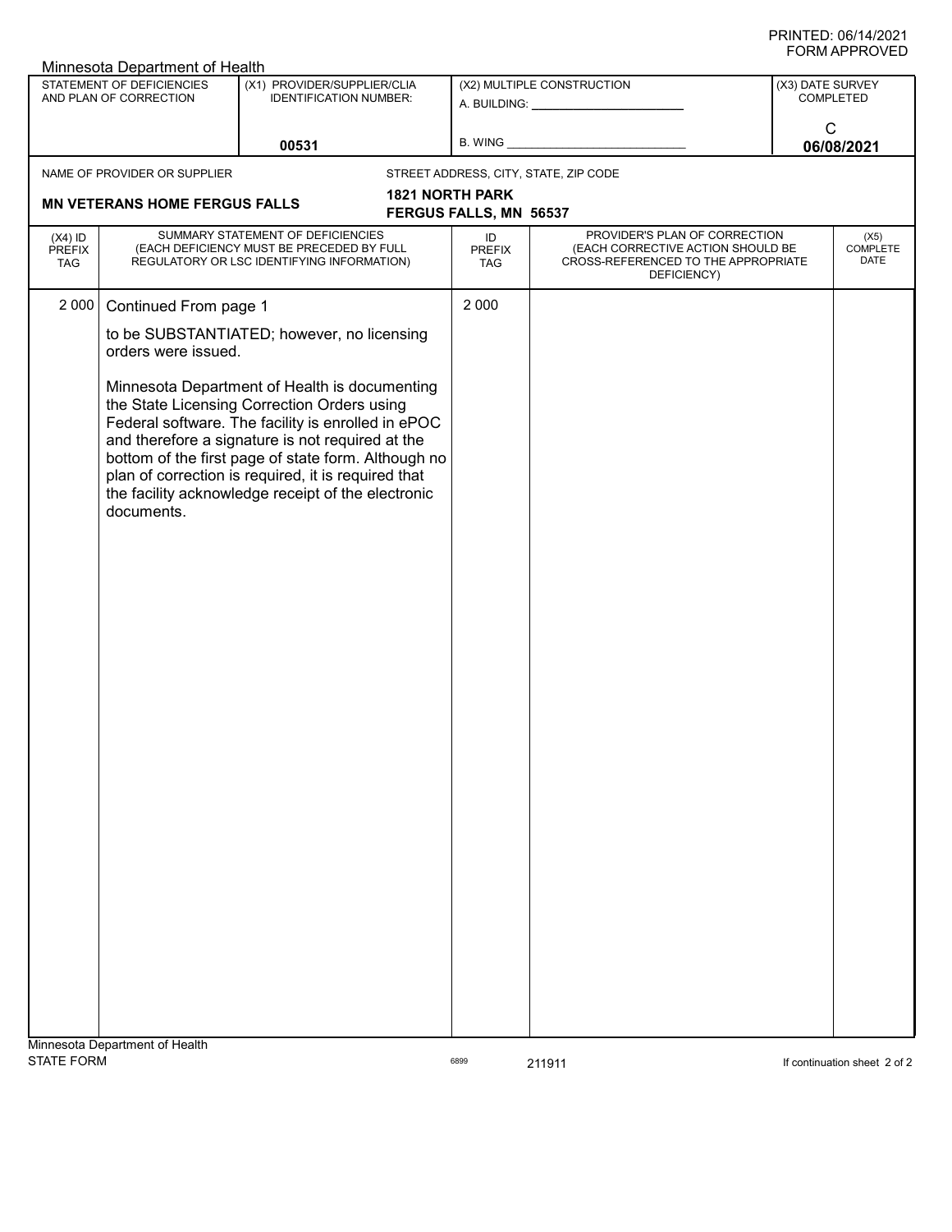PRINTED: 06/14/2021
FORM APPROVED

Minnesota Department of Health

| STATEMENT OF DEFICIENCIES AND PLAN OF CORRECTION | (X1) PROVIDER/SUPPLIER/CLIA IDENTIFICATION NUMBER: | (X2) MULTIPLE CONSTRUCTION | (X3) DATE SURVEY COMPLETED |
|---|---|---|---|
| | 00531 | A. BUILDING: ______ B. WING ______ | C 06/08/2021 |

NAME OF PROVIDER OR SUPPLIER: **MN VETERANS HOME FERGUS FALLS**

STREET ADDRESS, CITY, STATE, ZIP CODE: **1821 NORTH PARK FERGUS FALLS, MN 56537**

| (X4) ID PREFIX TAG | SUMMARY STATEMENT OF DEFICIENCIES (EACH DEFICIENCY MUST BE PRECEDED BY FULL REGULATORY OR LSC IDENTIFYING INFORMATION) | ID PREFIX TAG | PROVIDER'S PLAN OF CORRECTION (EACH CORRECTIVE ACTION SHOULD BE CROSS-REFERENCED TO THE APPROPRIATE DEFICIENCY) | (X5) COMPLETE DATE |
|---|---|---|---|---|
| 2 000 | Continued From page 1<br><br>to be SUBSTANTIATED; however, no licensing orders were issued.<br><br>Minnesota Department of Health is documenting the State Licensing Correction Orders using Federal software. The facility is enrolled in ePOC and therefore a signature is not required at the bottom of the first page of state form. Although no plan of correction is required, it is required that the facility acknowledge receipt of the electronic documents. | 2 000 | | |

Minnesota Department of Health
STATE FORM 6899 211911 If continuation sheet 2 of 2